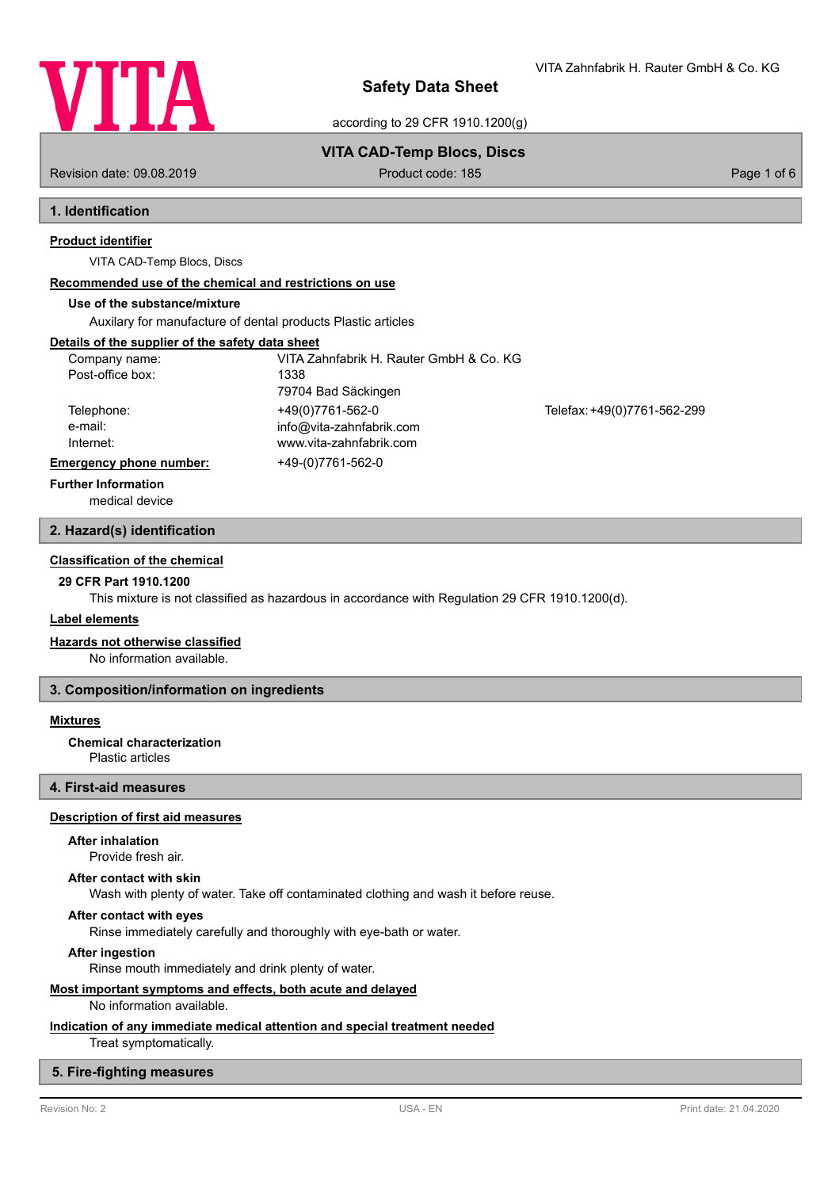# Safety Data Sheet

according to 29 CFR 1910.1200(g)

VITA Zahnfabrik H. Rauter GmbH & Co. KG

**VITA CAD-Temp Blocs, Discs**

Revision date: 09.08.2019 — Product code: 185

## 1. Identification

**Product identifier**

VITA CAD-Temp Blocs, Discs

**Recommended use of the chemical and restrictions on use**

**Use of the substance/mixture**

Auxilary for manufacture of dental products Plastic articles

**Details of the supplier of the safety data sheet**

| | | |
|---|---|---|
| Company name: | VITA Zahnfabrik H. Rauter GmbH & Co. KG | |
| Post-office box: | 1338 | |
| | 79704 Bad Säckingen | |
| Telephone: | +49(0)7761-562-0 | Telefax: +49(0)7761-562-299 |
| e-mail: | info@vita-zahnfabrik.com | |
| Internet: | www.vita-zahnfabrik.com | |
| **Emergency phone number:** | +49-(0)7761-562-0 | |

**Further Information**

medical device

## 2. Hazard(s) identification

**Classification of the chemical**

**29 CFR Part 1910.1200**

This mixture is not classified as hazardous in accordance with Regulation 29 CFR 1910.1200(d).

**Label elements**

**Hazards not otherwise classified**

No information available.

## 3. Composition/information on ingredients

**Mixtures**

**Chemical characterization**

Plastic articles

## 4. First-aid measures

**Description of first aid measures**

**After inhalation**

Provide fresh air.

**After contact with skin**

Wash with plenty of water. Take off contaminated clothing and wash it before reuse.

**After contact with eyes**

Rinse immediately carefully and thoroughly with eye-bath or water.

**After ingestion**

Rinse mouth immediately and drink plenty of water.

**Most important symptoms and effects, both acute and delayed**

No information available.

**Indication of any immediate medical attention and special treatment needed**

Treat symptomatically.

## 5. Fire-fighting measures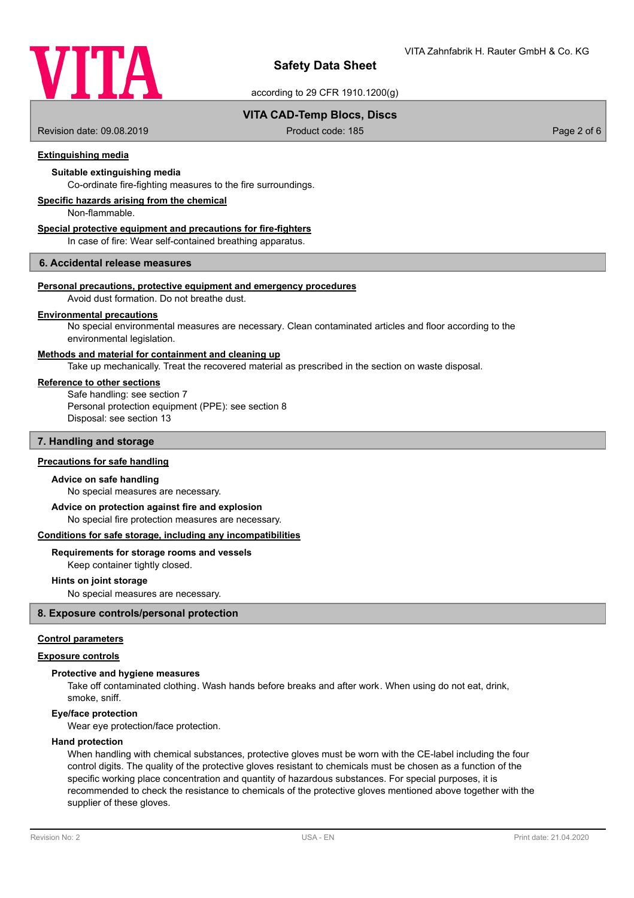#### Extinguishing media

##### Suitable extinguishing media

Co-ordinate fire-fighting measures to the fire surroundings.

#### Specific hazards arising from the chemical

Non-flammable.

#### Special protective equipment and precautions for fire-fighters

In case of fire: Wear self-contained breathing apparatus.

## 6. Accidental release measures

#### Personal precautions, protective equipment and emergency procedures

Avoid dust formation. Do not breathe dust.

#### Environmental precautions

No special environmental measures are necessary. Clean contaminated articles and floor according to the environmental legislation.

#### Methods and material for containment and cleaning up

Take up mechanically. Treat the recovered material as prescribed in the section on waste disposal.

#### Reference to other sections

Safe handling: see section 7
Personal protection equipment (PPE): see section 8
Disposal: see section 13

## 7. Handling and storage

#### Precautions for safe handling

##### Advice on safe handling

No special measures are necessary.

##### Advice on protection against fire and explosion

No special fire protection measures are necessary.

#### Conditions for safe storage, including any incompatibilities

##### Requirements for storage rooms and vessels

Keep container tightly closed.

##### Hints on joint storage

No special measures are necessary.

## 8. Exposure controls/personal protection

#### Control parameters

#### Exposure controls

##### Protective and hygiene measures

Take off contaminated clothing. Wash hands before breaks and after work. When using do not eat, drink, smoke, sniff.

##### Eye/face protection

Wear eye protection/face protection.

##### Hand protection

When handling with chemical substances, protective gloves must be worn with the CE-label including the four control digits. The quality of the protective gloves resistant to chemicals must be chosen as a function of the specific working place concentration and quantity of hazardous substances. For special purposes, it is recommended to check the resistance to chemicals of the protective gloves mentioned above together with the supplier of these gloves.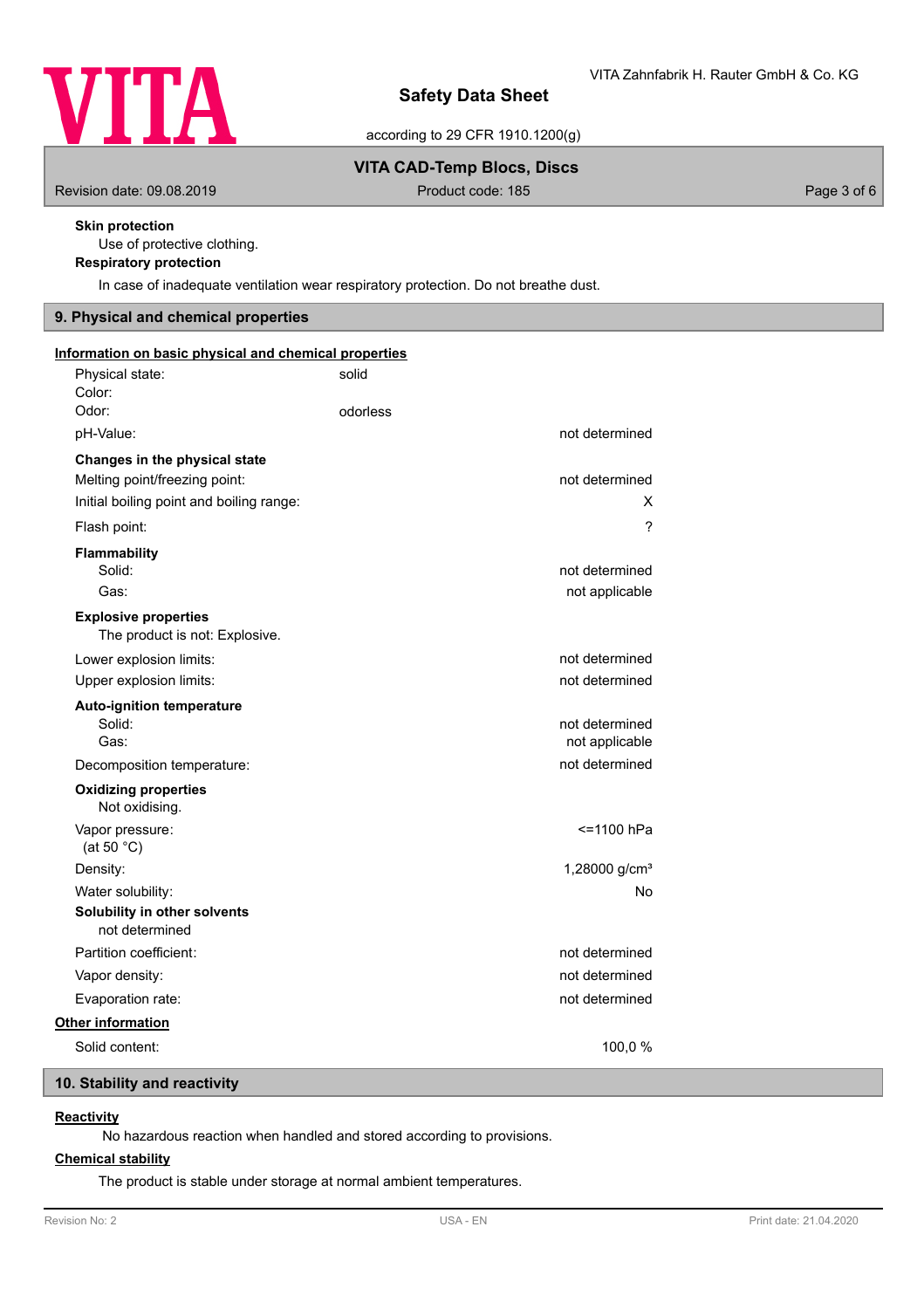**Skin protection**

Use of protective clothing.

**Respiratory protection**

In case of inadequate ventilation wear respiratory protection. Do not breathe dust.

## 9. Physical and chemical properties

**Information on basic physical and chemical properties**

| | | |
|---|---|---|
| Physical state: | solid | |
| Color: | | |
| Odor: | odorless | |
| pH-Value: | | not determined |
| **Changes in the physical state** | | |
| Melting point/freezing point: | | not determined |
| Initial boiling point and boiling range: | | X |
| Flash point: | | ? |
| **Flammability** | | |
| Solid: | | not determined |
| Gas: | | not applicable |
| **Explosive properties** | | |
| The product is not: Explosive. | | |
| Lower explosion limits: | | not determined |
| Upper explosion limits: | | not determined |
| **Auto-ignition temperature** | | |
| Solid: | | not determined |
| Gas: | | not applicable |
| Decomposition temperature: | | not determined |
| **Oxidizing properties** | | |
| Not oxidising. | | |
| Vapor pressure: (at 50 °C) | | <=1100 hPa |
| Density: | | 1,28000 g/cm³ |
| Water solubility: | | No |
| **Solubility in other solvents** | | |
| not determined | | |
| Partition coefficient: | | not determined |
| Vapor density: | | not determined |
| Evaporation rate: | | not determined |

**Other information**

| | |
|---|---|
| Solid content: | 100,0 % |

## 10. Stability and reactivity

**Reactivity**

No hazardous reaction when handled and stored according to provisions.

**Chemical stability**

The product is stable under storage at normal ambient temperatures.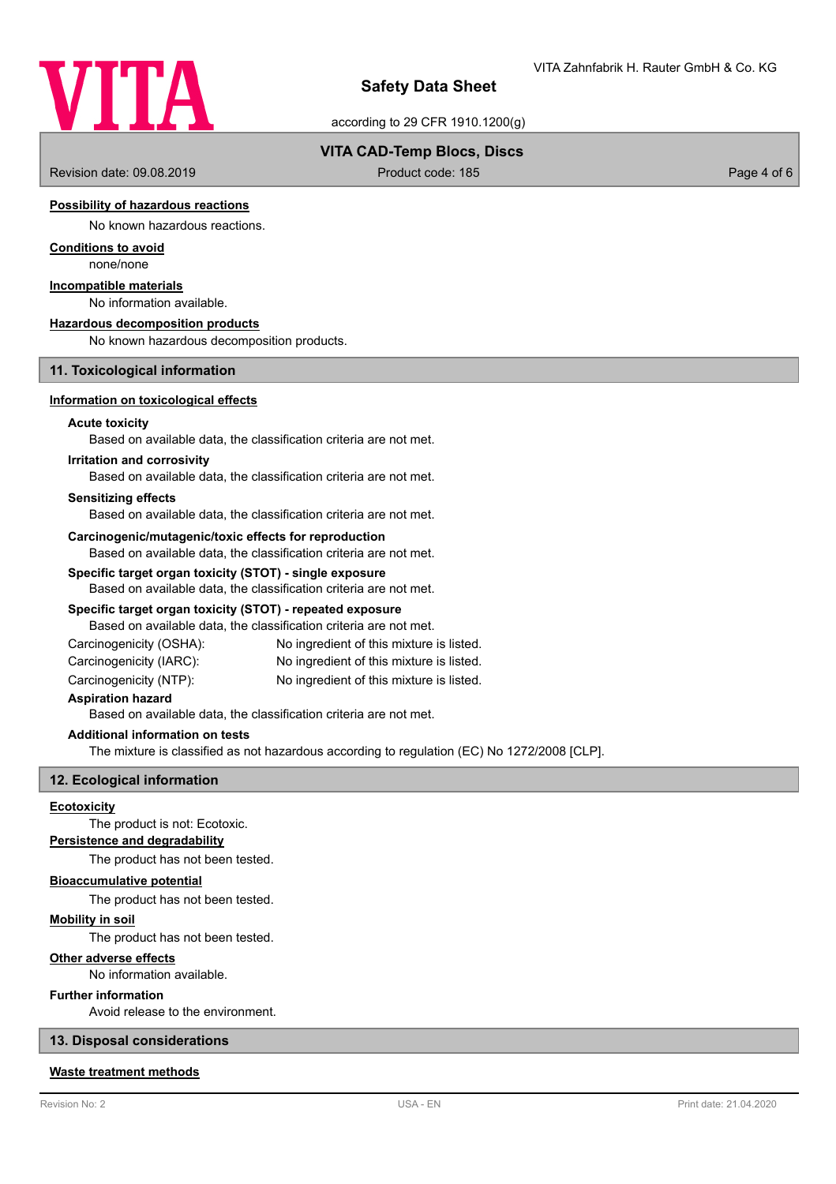#### Possibility of hazardous reactions

No known hazardous reactions.

#### Conditions to avoid

none/none

#### Incompatible materials

No information available.

#### Hazardous decomposition products

No known hazardous decomposition products.

## 11. Toxicological information

#### Information on toxicological effects

**Acute toxicity**

Based on available data, the classification criteria are not met.

**Irritation and corrosivity**

Based on available data, the classification criteria are not met.

**Sensitizing effects**

Based on available data, the classification criteria are not met.

**Carcinogenic/mutagenic/toxic effects for reproduction**

Based on available data, the classification criteria are not met.

**Specific target organ toxicity (STOT) - single exposure**

Based on available data, the classification criteria are not met.

**Specific target organ toxicity (STOT) - repeated exposure**

Based on available data, the classification criteria are not met.

| | |
|---|---|
| Carcinogenicity (OSHA): | No ingredient of this mixture is listed. |
| Carcinogenicity (IARC): | No ingredient of this mixture is listed. |
| Carcinogenicity (NTP): | No ingredient of this mixture is listed. |

**Aspiration hazard**

Based on available data, the classification criteria are not met.

**Additional information on tests**

The mixture is classified as not hazardous according to regulation (EC) No 1272/2008 [CLP].

## 12. Ecological information

#### Ecotoxicity

The product is not: Ecotoxic.

#### Persistence and degradability

The product has not been tested.

#### Bioaccumulative potential

The product has not been tested.

#### Mobility in soil

The product has not been tested.

#### Other adverse effects

No information available.

**Further information**

Avoid release to the environment.

## 13. Disposal considerations

#### Waste treatment methods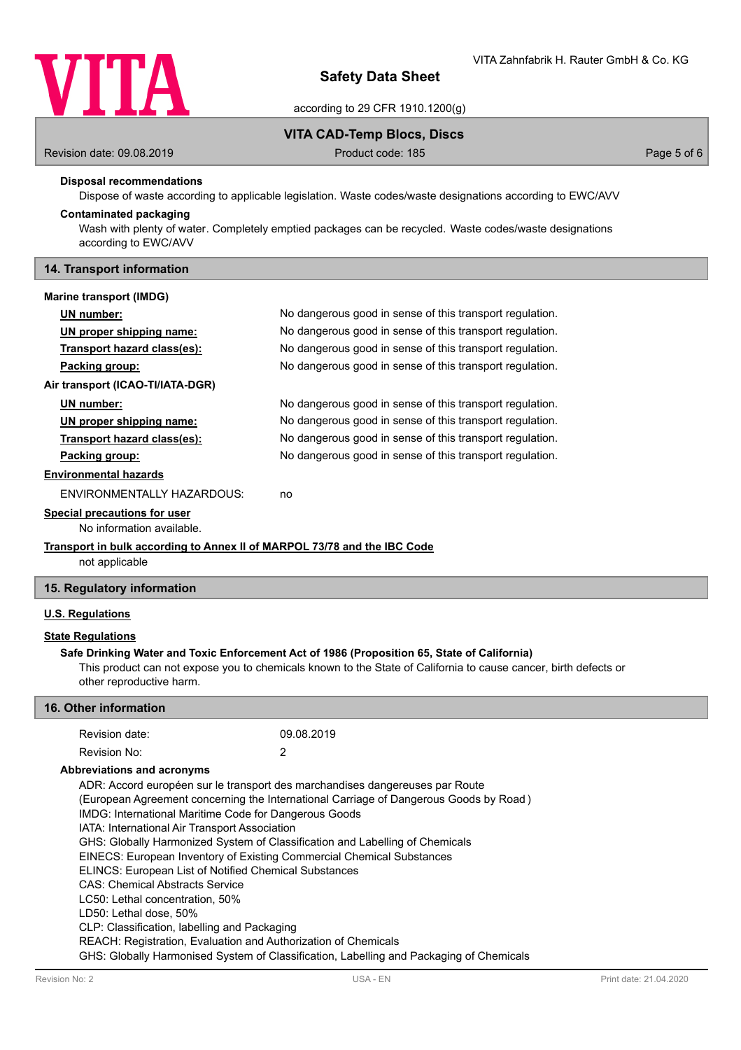### Disposal recommendations

Dispose of waste according to applicable legislation. Waste codes/waste designations according to EWC/AVV

### Contaminated packaging

Wash with plenty of water. Completely emptied packages can be recycled. Waste codes/waste designations according to EWC/AVV

## 14. Transport information

### Marine transport (IMDG)

| | |
|---|---|
| UN number: | No dangerous good in sense of this transport regulation. |
| UN proper shipping name: | No dangerous good in sense of this transport regulation. |
| Transport hazard class(es): | No dangerous good in sense of this transport regulation. |
| Packing group: | No dangerous good in sense of this transport regulation. |

### Air transport (ICAO-TI/IATA-DGR)

| | |
|---|---|
| UN number: | No dangerous good in sense of this transport regulation. |
| UN proper shipping name: | No dangerous good in sense of this transport regulation. |
| Transport hazard class(es): | No dangerous good in sense of this transport regulation. |
| Packing group: | No dangerous good in sense of this transport regulation. |

### Environmental hazards

ENVIRONMENTALLY HAZARDOUS: no

### Special precautions for user

No information available.

### Transport in bulk according to Annex II of MARPOL 73/78 and the IBC Code

not applicable

## 15. Regulatory information

### U.S. Regulations

### State Regulations

**Safe Drinking Water and Toxic Enforcement Act of 1986 (Proposition 65, State of California)**

This product can not expose you to chemicals known to the State of California to cause cancer, birth defects or other reproductive harm.

## 16. Other information

| | |
|---|---|
| Revision date: | 09.08.2019 |
| Revision No: | 2 |

### Abbreviations and acronyms

ADR: Accord européen sur le transport des marchandises dangereuses par Route
(European Agreement concerning the International Carriage of Dangerous Goods by Road )
IMDG: International Maritime Code for Dangerous Goods
IATA: International Air Transport Association
GHS: Globally Harmonized System of Classification and Labelling of Chemicals
EINECS: European Inventory of Existing Commercial Chemical Substances
ELINCS: European List of Notified Chemical Substances
CAS: Chemical Abstracts Service
LC50: Lethal concentration, 50%
LD50: Lethal dose, 50%
CLP: Classification, labelling and Packaging
REACH: Registration, Evaluation and Authorization of Chemicals
GHS: Globally Harmonised System of Classification, Labelling and Packaging of Chemicals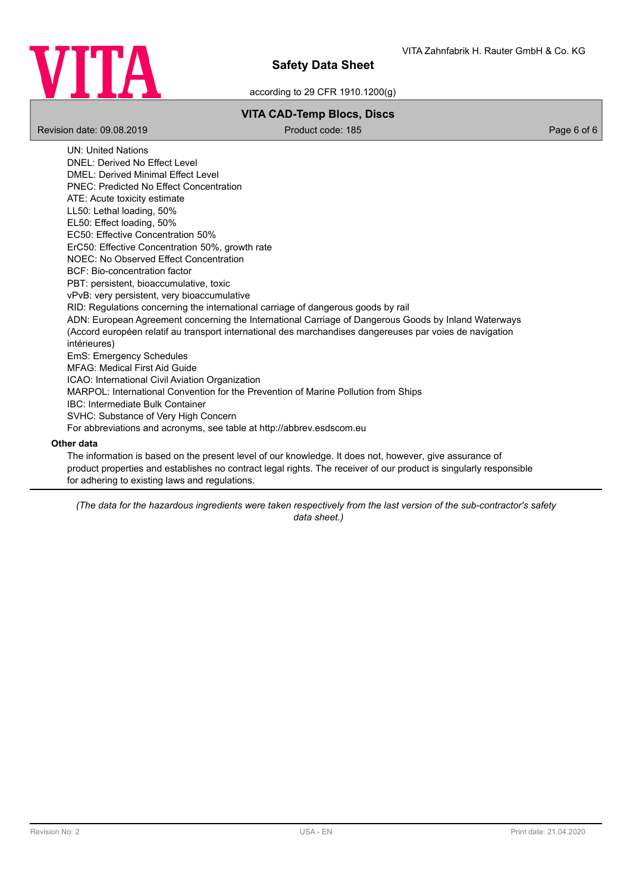UN: United Nations
DNEL: Derived No Effect Level
DMEL: Derived Minimal Effect Level
PNEC: Predicted No Effect Concentration
ATE: Acute toxicity estimate
LL50: Lethal loading, 50%
EL50: Effect loading, 50%
EC50: Effective Concentration 50%
ErC50: Effective Concentration 50%, growth rate
NOEC: No Observed Effect Concentration
BCF: Bio-concentration factor
PBT: persistent, bioaccumulative, toxic
vPvB: very persistent, very bioaccumulative
RID: Regulations concerning the international carriage of dangerous goods by rail
ADN: European Agreement concerning the International Carriage of Dangerous Goods by Inland Waterways (Accord européen relatif au transport international des marchandises dangereuses par voies de navigation intérieures)
EmS: Emergency Schedules
MFAG: Medical First Aid Guide
ICAO: International Civil Aviation Organization
MARPOL: International Convention for the Prevention of Marine Pollution from Ships
IBC: Intermediate Bulk Container
SVHC: Substance of Very High Concern
For abbreviations and acronyms, see table at http://abbrev.esdscom.eu

**Other data**

The information is based on the present level of our knowledge. It does not, however, give assurance of product properties and establishes no contract legal rights. The receiver of our product is singularly responsible for adhering to existing laws and regulations.

---

*(The data for the hazardous ingredients were taken respectively from the last version of the sub-contractor's safety data sheet.)*